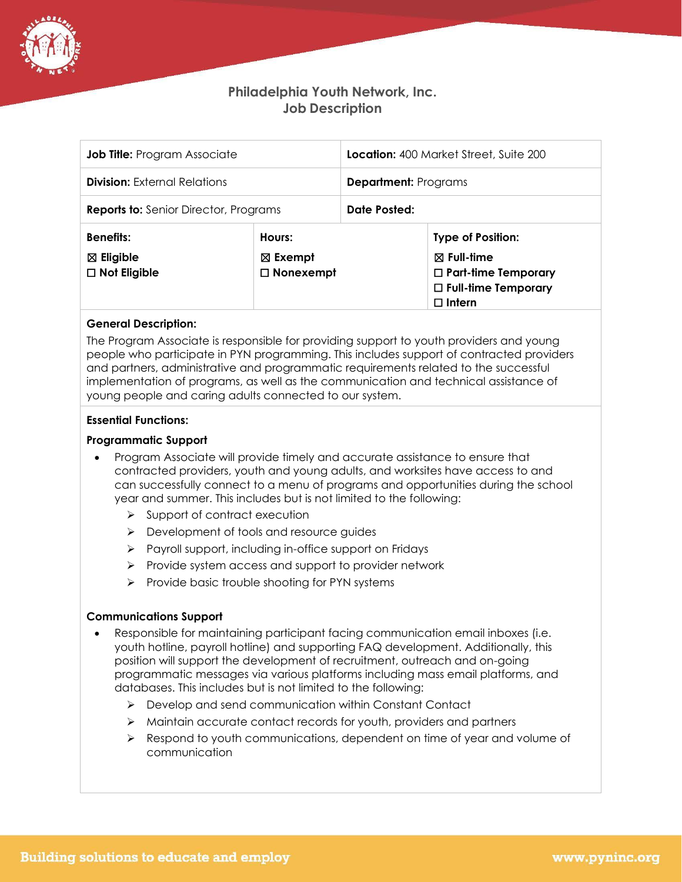# Philadelphia Youth Network, Inc.
## Job Description

| **Job Title:** Program Associate | **Location:** 400 Market Street, Suite 200 | |
|---|---|---|
| **Division:** External Relations | **Department:** Programs | |
| **Reports to:** Senior Director, Programs | **Date Posted:** | |
| **Benefits:**<br>☒ **Eligible**<br>☐ **Not Eligible** | **Hours:**<br>☒ **Exempt**<br>☐ **Nonexempt** | **Type of Position:**<br>☒ **Full-time**<br>☐ **Part-time Temporary**<br>☐ **Full-time Temporary**<br>☐ **Intern** |

**General Description:**

The Program Associate is responsible for providing support to youth providers and young people who participate in PYN programming. This includes support of contracted providers and partners, administrative and programmatic requirements related to the successful implementation of programs, as well as the communication and technical assistance of young people and caring adults connected to our system.

**Essential Functions:**

**Programmatic Support**

- Program Associate will provide timely and accurate assistance to ensure that contracted providers, youth and young adults, and worksites have access to and can successfully connect to a menu of programs and opportunities during the school year and summer. This includes but is not limited to the following:
  - Support of contract execution
  - Development of tools and resource guides
  - Payroll support, including in-office support on Fridays
  - Provide system access and support to provider network
  - Provide basic trouble shooting for PYN systems

**Communications Support**

- Responsible for maintaining participant facing communication email inboxes (i.e. youth hotline, payroll hotline) and supporting FAQ development. Additionally, this position will support the development of recruitment, outreach and on-going programmatic messages via various platforms including mass email platforms, and databases. This includes but is not limited to the following:
  - Develop and send communication within Constant Contact
  - Maintain accurate contact records for youth, providers and partners
  - Respond to youth communications, dependent on time of year and volume of communication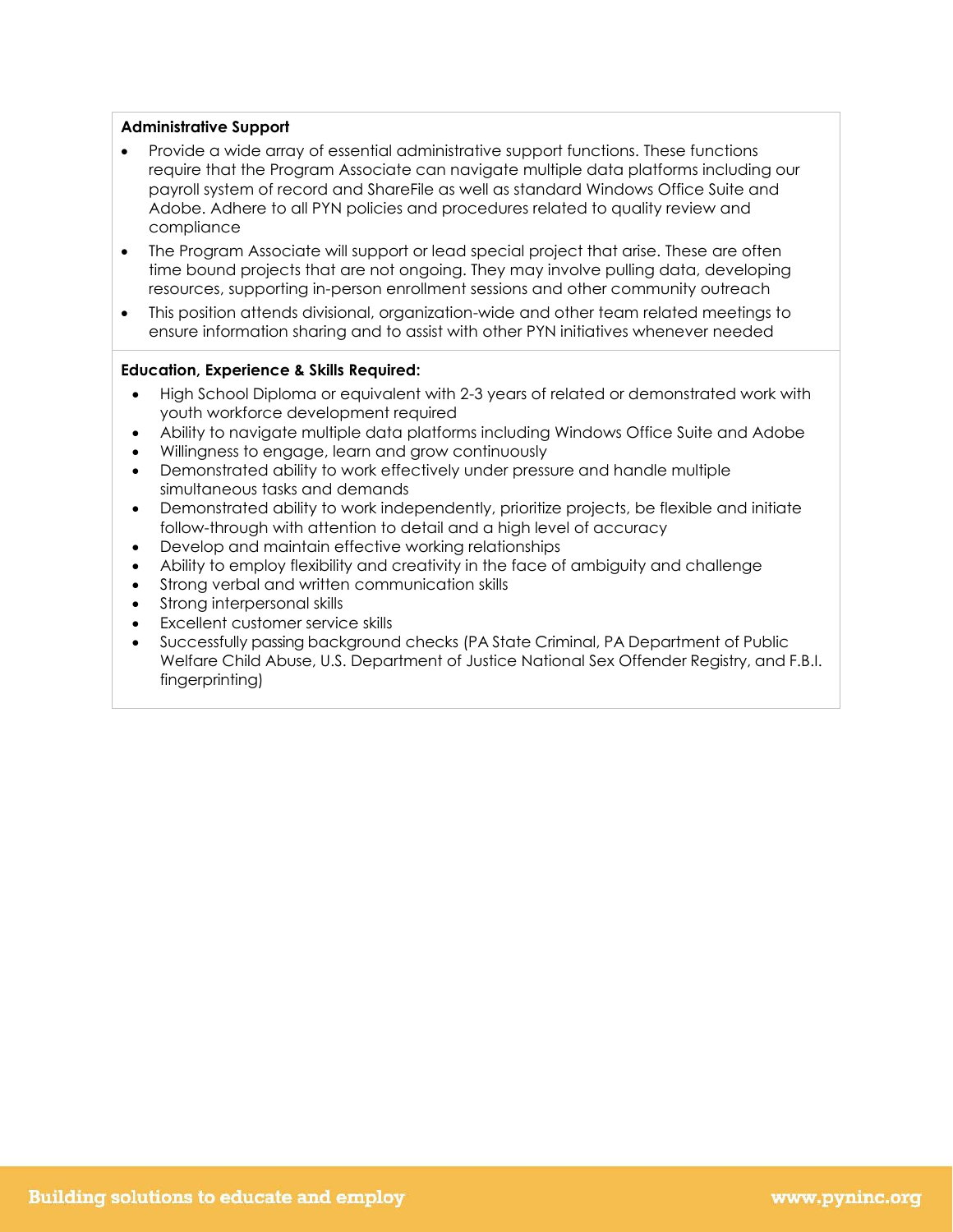**Administrative Support**

- Provide a wide array of essential administrative support functions. These functions require that the Program Associate can navigate multiple data platforms including our payroll system of record and ShareFile as well as standard Windows Office Suite and Adobe. Adhere to all PYN policies and procedures related to quality review and compliance
- The Program Associate will support or lead special project that arise. These are often time bound projects that are not ongoing. They may involve pulling data, developing resources, supporting in-person enrollment sessions and other community outreach
- This position attends divisional, organization-wide and other team related meetings to ensure information sharing and to assist with other PYN initiatives whenever needed

**Education, Experience & Skills Required:**

- High School Diploma or equivalent with 2-3 years of related or demonstrated work with youth workforce development required
- Ability to navigate multiple data platforms including Windows Office Suite and Adobe
- Willingness to engage, learn and grow continuously
- Demonstrated ability to work effectively under pressure and handle multiple simultaneous tasks and demands
- Demonstrated ability to work independently, prioritize projects, be flexible and initiate follow-through with attention to detail and a high level of accuracy
- Develop and maintain effective working relationships
- Ability to employ flexibility and creativity in the face of ambiguity and challenge
- Strong verbal and written communication skills
- Strong interpersonal skills
- Excellent customer service skills
- Successfully passing background checks (PA State Criminal, PA Department of Public Welfare Child Abuse, U.S. Department of Justice National Sex Offender Registry, and F.B.I. fingerprinting)